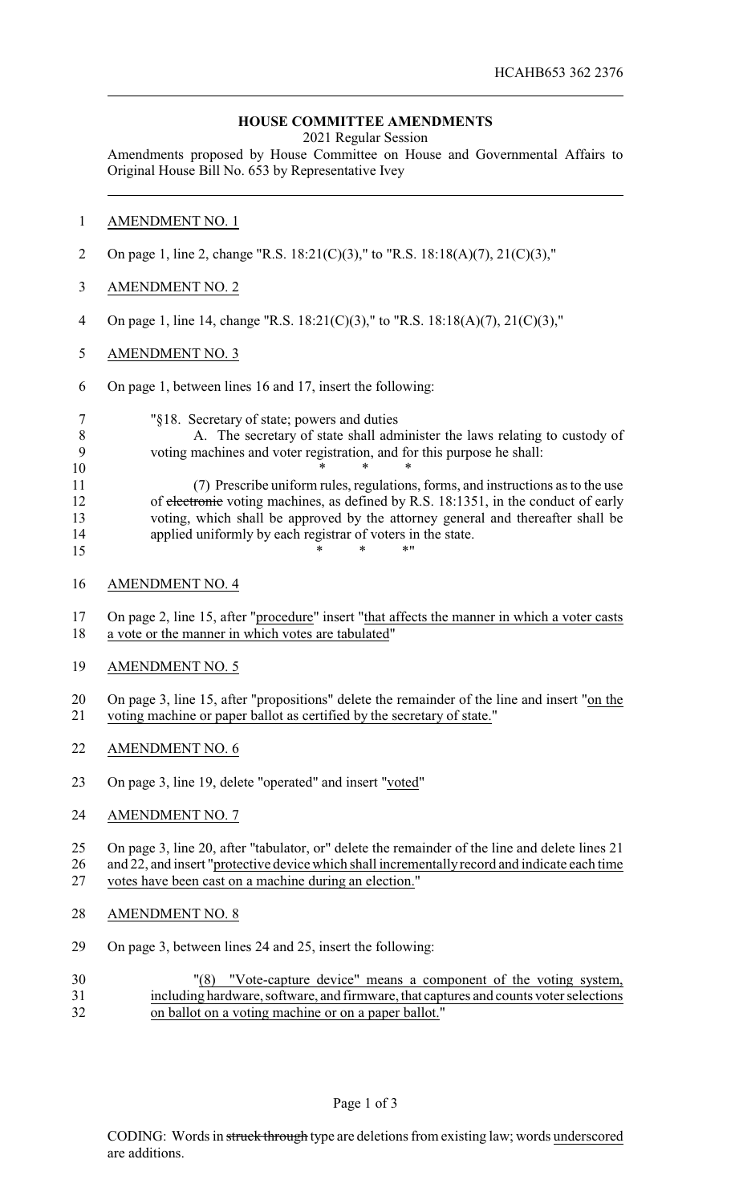HCAHB653 362 2376

## HOUSE COMMITTEE AMENDMENTS

2021 Regular Session

Amendments proposed by House Committee on House and Governmental Affairs to Original House Bill No. 653 by Representative Ivey

AMENDMENT NO. 1

On page 1, line 2, change "R.S. 18:21(C)(3)," to "R.S. 18:18(A)(7), 21(C)(3),"

AMENDMENT NO. 2

On page 1, line 14, change "R.S. 18:21(C)(3)," to "R.S. 18:18(A)(7), 21(C)(3),"

AMENDMENT NO. 3

On page 1, between lines 16 and 17, insert the following:

"§18. Secretary of state; powers and duties

A. The secretary of state shall administer the laws relating to custody of voting machines and voter registration, and for this purpose he shall:

\* \* \*

(7) Prescribe uniform rules, regulations, forms, and instructions as to the use of ~~electronic~~ voting machines, as defined by R.S. 18:1351, in the conduct of early voting, which shall be approved by the attorney general and thereafter shall be applied uniformly by each registrar of voters in the state.

\* \* \*"

AMENDMENT NO. 4

On page 2, line 15, after "procedure" insert "that affects the manner in which a voter casts a vote or the manner in which votes are tabulated"

AMENDMENT NO. 5

On page 3, line 15, after "propositions" delete the remainder of the line and insert "on the voting machine or paper ballot as certified by the secretary of state."

AMENDMENT NO. 6

On page 3, line 19, delete "operated" and insert "voted"

AMENDMENT NO. 7

On page 3, line 20, after "tabulator, or" delete the remainder of the line and delete lines 21 and 22, and insert "protective device which shall incrementally record and indicate each time votes have been cast on a machine during an election."

AMENDMENT NO. 8

On page 3, between lines 24 and 25, insert the following:

"(8) "Vote-capture device" means a component of the voting system, including hardware, software, and firmware, that captures and counts voter selections on ballot on a voting machine or on a paper ballot."

CODING: Words in ~~struck through~~ type are deletions from existing law; words underscored are additions.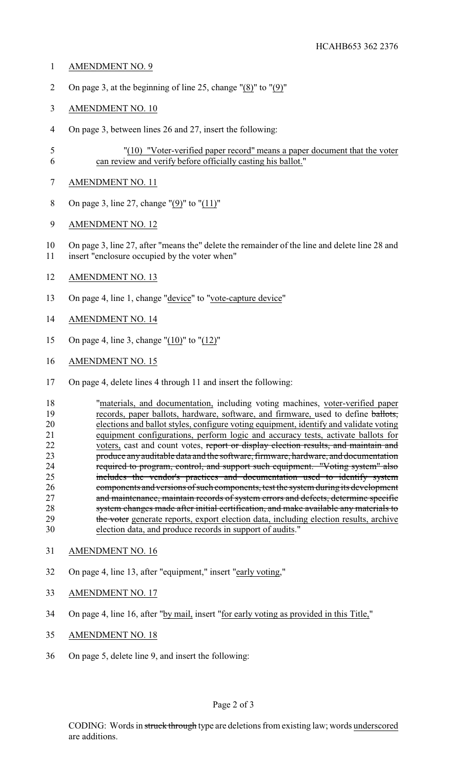AMENDMENT NO. 9

On page 3, at the beginning of line 25, change "(8)" to "(9)"

AMENDMENT NO. 10

On page 3, between lines 26 and 27, insert the following:

"(10) "Voter-verified paper record" means a paper document that the voter can review and verify before officially casting his ballot."

AMENDMENT NO. 11

On page 3, line 27, change "(9)" to "(11)"

AMENDMENT NO. 12

On page 3, line 27, after "means the" delete the remainder of the line and delete line 28 and insert "enclosure occupied by the voter when"

AMENDMENT NO. 13

On page 4, line 1, change "device" to "vote-capture device"

AMENDMENT NO. 14

On page 4, line 3, change "(10)" to "(12)"

AMENDMENT NO. 15

On page 4, delete lines 4 through 11 and insert the following:

"materials, and documentation, including voting machines, voter-verified paper records, paper ballots, hardware, software, and firmware, used to define ~~ballots,~~ elections and ballot styles, configure voting equipment, identify and validate voting equipment configurations, perform logic and accuracy tests, activate ballots for voters, cast and count votes, ~~report or display election results, and maintain and produce any auditable data and the software, firmware, hardware, and documentation required to program, control, and support such equipment. "Voting system" also includes the vendor's practices and documentation used to identify system components and versions of such components, test the system during its development and maintenance, maintain records of system errors and defects, determine specific system changes made after initial certification, and make available any materials to the voter~~ generate reports, export election data, including election results, archive election data, and produce records in support of audits."

AMENDMENT NO. 16

On page 4, line 13, after "equipment," insert "early voting,"

AMENDMENT NO. 17

On page 4, line 16, after "by mail, insert "for early voting as provided in this Title,"

AMENDMENT NO. 18

On page 5, delete line 9, and insert the following:

CODING: Words in ~~struck through~~ type are deletions from existing law; words underscored are additions.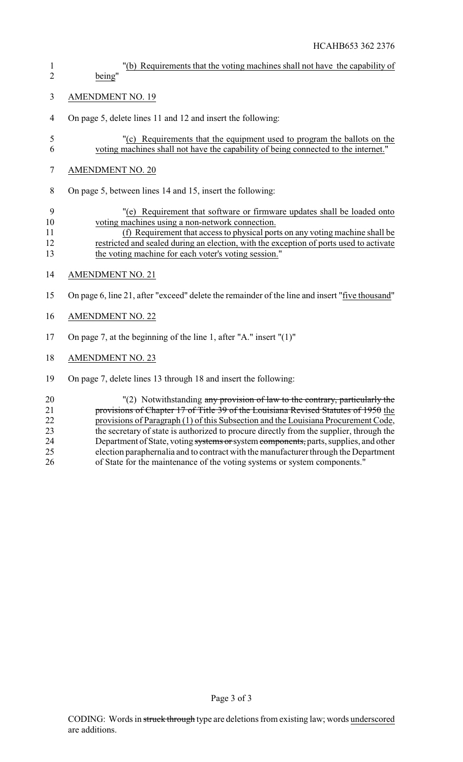"(b) Requirements that the voting machines shall not have the capability of being"

AMENDMENT NO. 19

On page 5, delete lines 11 and 12 and insert the following:

"(c) Requirements that the equipment used to program the ballots on the voting machines shall not have the capability of being connected to the internet."

AMENDMENT NO. 20

On page 5, between lines 14 and 15, insert the following:

"(e) Requirement that software or firmware updates shall be loaded onto voting machines using a non-network connection.

(f) Requirement that access to physical ports on any voting machine shall be restricted and sealed during an election, with the exception of ports used to activate the voting machine for each voter's voting session."

AMENDMENT NO. 21

On page 6, line 21, after "exceed" delete the remainder of the line and insert "five thousand"

AMENDMENT NO. 22

On page 7, at the beginning of the line 1, after "A." insert "(1)"

AMENDMENT NO. 23

On page 7, delete lines 13 through 18 and insert the following:

"(2) Notwithstanding ~~any provision of law to the contrary, particularly the provisions of Chapter 17 of Title 39 of the Louisiana Revised Statutes of 1950~~ the provisions of Paragraph (1) of this Subsection and the Louisiana Procurement Code, the secretary of state is authorized to procure directly from the supplier, through the Department of State, voting ~~systems or~~ system ~~components,~~ parts, supplies, and other election paraphernalia and to contract with the manufacturer through the Department of State for the maintenance of the voting systems or system components."

CODING: Words in ~~struck through~~ type are deletions from existing law; words underscored are additions.